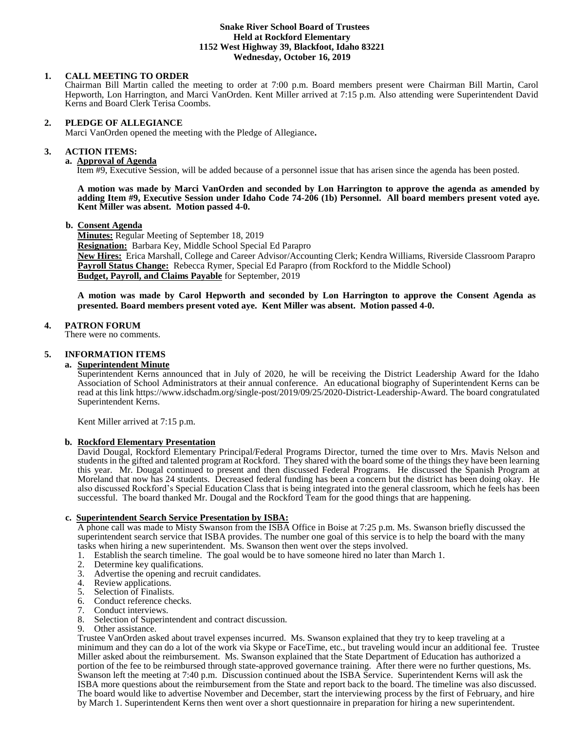**Snake River School Board of Trustees**
**Held at Rockford Elementary**
**1152 West Highway 39, Blackfoot, Idaho 83221**
**Wednesday, October 16, 2019**

## 1. CALL MEETING TO ORDER

Chairman Bill Martin called the meeting to order at 7:00 p.m. Board members present were Chairman Bill Martin, Carol Hepworth, Lon Harrington, and Marci VanOrden. Kent Miller arrived at 7:15 p.m. Also attending were Superintendent David Kerns and Board Clerk Terisa Coombs.

## 2. PLEDGE OF ALLEGIANCE

Marci VanOrden opened the meeting with the Pledge of Allegiance**.**

## 3. ACTION ITEMS:

### a. Approval of Agenda

Item #9, Executive Session, will be added because of a personnel issue that has arisen since the agenda has been posted.

**A motion was made by Marci VanOrden and seconded by Lon Harrington to approve the agenda as amended by adding Item #9, Executive Session under Idaho Code 74-206 (1b) Personnel. All board members present voted aye. Kent Miller was absent. Motion passed 4-0.**

### b. Consent Agenda

**Minutes:** Regular Meeting of September 18, 2019
**Resignation:** Barbara Key, Middle School Special Ed Parapro
**New Hires:** Erica Marshall, College and Career Advisor/Accounting Clerk; Kendra Williams, Riverside Classroom Parapro
**Payroll Status Change:** Rebecca Rymer, Special Ed Parapro (from Rockford to the Middle School)
**Budget, Payroll, and Claims Payable** for September, 2019

**A motion was made by Carol Hepworth and seconded by Lon Harrington to approve the Consent Agenda as presented. Board members present voted aye. Kent Miller was absent. Motion passed 4-0.**

## 4. PATRON FORUM

There were no comments.

## 5. INFORMATION ITEMS

### a. Superintendent Minute

Superintendent Kerns announced that in July of 2020, he will be receiving the District Leadership Award for the Idaho Association of School Administrators at their annual conference. An educational biography of Superintendent Kerns can be read at this link https://www.idschadm.org/single-post/2019/09/25/2020-District-Leadership-Award. The board congratulated Superintendent Kerns.

Kent Miller arrived at 7:15 p.m.

### b. Rockford Elementary Presentation

David Dougal, Rockford Elementary Principal/Federal Programs Director, turned the time over to Mrs. Mavis Nelson and students in the gifted and talented program at Rockford. They shared with the board some of the things they have been learning this year. Mr. Dougal continued to present and then discussed Federal Programs. He discussed the Spanish Program at Moreland that now has 24 students. Decreased federal funding has been a concern but the district has been doing okay. He also discussed Rockford's Special Education Class that is being integrated into the general classroom, which he feels has been successful. The board thanked Mr. Dougal and the Rockford Team for the good things that are happening.

### c. Superintendent Search Service Presentation by ISBA:

A phone call was made to Misty Swanson from the ISBA Office in Boise at 7:25 p.m. Ms. Swanson briefly discussed the superintendent search service that ISBA provides. The number one goal of this service is to help the board with the many tasks when hiring a new superintendent. Ms. Swanson then went over the steps involved.

1. Establish the search timeline. The goal would be to have someone hired no later than March 1.
2. Determine key qualifications.
3. Advertise the opening and recruit candidates.
4. Review applications.
5. Selection of Finalists.
6. Conduct reference checks.
7. Conduct interviews.
8. Selection of Superintendent and contract discussion.
9. Other assistance.

Trustee VanOrden asked about travel expenses incurred. Ms. Swanson explained that they try to keep traveling at a minimum and they can do a lot of the work via Skype or FaceTime, etc., but traveling would incur an additional fee. Trustee Miller asked about the reimbursement. Ms. Swanson explained that the State Department of Education has authorized a portion of the fee to be reimbursed through state-approved governance training. After there were no further questions, Ms. Swanson left the meeting at 7:40 p.m. Discussion continued about the ISBA Service. Superintendent Kerns will ask the ISBA more questions about the reimbursement from the State and report back to the board. The timeline was also discussed. The board would like to advertise November and December, start the interviewing process by the first of February, and hire by March 1. Superintendent Kerns then went over a short questionnaire in preparation for hiring a new superintendent.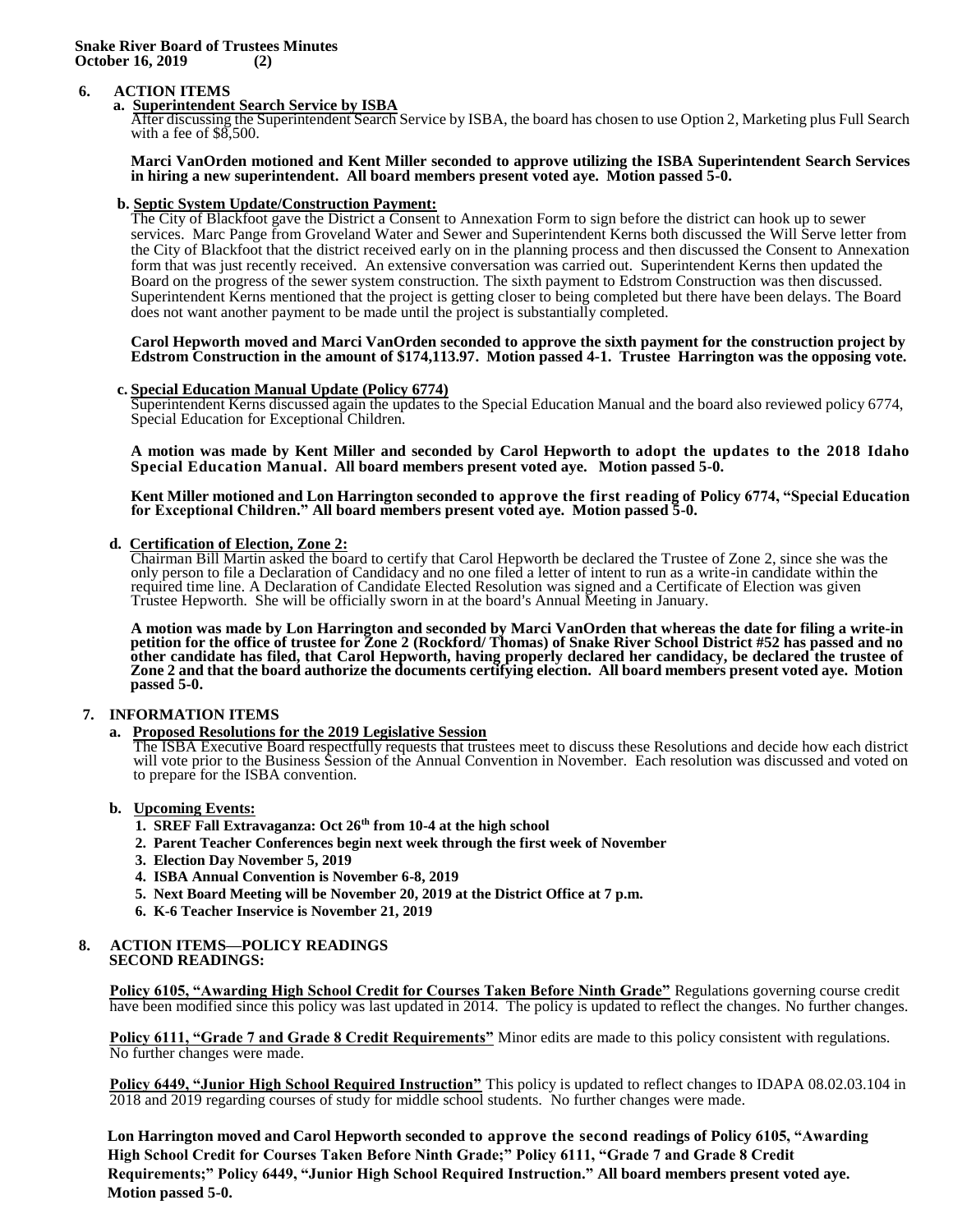## 6. ACTION ITEMS

**a. Superintendent Search Service by ISBA**

After discussing the Superintendent Search Service by ISBA, the board has chosen to use Option 2, Marketing plus Full Search with a fee of $8,500.

**Marci VanOrden motioned and Kent Miller seconded to approve utilizing the ISBA Superintendent Search Services in hiring a new superintendent. All board members present voted aye. Motion passed 5-0.**

**b. Septic System Update/Construction Payment:**

The City of Blackfoot gave the District a Consent to Annexation Form to sign before the district can hook up to sewer services. Marc Pange from Groveland Water and Sewer and Superintendent Kerns both discussed the Will Serve letter from the City of Blackfoot that the district received early on in the planning process and then discussed the Consent to Annexation form that was just recently received. An extensive conversation was carried out. Superintendent Kerns then updated the Board on the progress of the sewer system construction. The sixth payment to Edstrom Construction was then discussed. Superintendent Kerns mentioned that the project is getting closer to being completed but there have been delays. The Board does not want another payment to be made until the project is substantially completed.

**Carol Hepworth moved and Marci VanOrden seconded to approve the sixth payment for the construction project by Edstrom Construction in the amount of $174,113.97. Motion passed 4-1. Trustee Harrington was the opposing vote.**

**c. Special Education Manual Update (Policy 6774)**

Superintendent Kerns discussed again the updates to the Special Education Manual and the board also reviewed policy 6774, Special Education for Exceptional Children.

**A motion was made by Kent Miller and seconded by Carol Hepworth to adopt the updates to the 2018 Idaho Special Education Manual. All board members present voted aye. Motion passed 5-0.**

**Kent Miller motioned and Lon Harrington seconded to approve the first reading of Policy 6774, "Special Education for Exceptional Children." All board members present voted aye. Motion passed 5-0.**

**d. Certification of Election, Zone 2:**

Chairman Bill Martin asked the board to certify that Carol Hepworth be declared the Trustee of Zone 2, since she was the only person to file a Declaration of Candidacy and no one filed a letter of intent to run as a write-in candidate within the required time line. A Declaration of Candidate Elected Resolution was signed and a Certificate of Election was given Trustee Hepworth. She will be officially sworn in at the board's Annual Meeting in January.

**A motion was made by Lon Harrington and seconded by Marci VanOrden that whereas the date for filing a write-in petition for the office of trustee for Zone 2 (Rockford/ Thomas) of Snake River School District #52 has passed and no other candidate has filed, that Carol Hepworth, having properly declared her candidacy, be declared the trustee of Zone 2 and that the board authorize the documents certifying election. All board members present voted aye. Motion passed 5-0.**

## 7. INFORMATION ITEMS

**a. Proposed Resolutions for the 2019 Legislative Session**

The ISBA Executive Board respectfully requests that trustees meet to discuss these Resolutions and decide how each district will vote prior to the Business Session of the Annual Convention in November. Each resolution was discussed and voted on to prepare for the ISBA convention.

**b. Upcoming Events:**

1. **SREF Fall Extravaganza: Oct 26th from 10-4 at the high school**
2. **Parent Teacher Conferences begin next week through the first week of November**
3. **Election Day November 5, 2019**
4. **ISBA Annual Convention is November 6-8, 2019**
5. **Next Board Meeting will be November 20, 2019 at the District Office at 7 p.m.**
6. **K-6 Teacher Inservice is November 21, 2019**

## 8. ACTION ITEMS—POLICY READINGS

**SECOND READINGS:**

**Policy 6105, "Awarding High School Credit for Courses Taken Before Ninth Grade"** Regulations governing course credit have been modified since this policy was last updated in 2014. The policy is updated to reflect the changes. No further changes.

**Policy 6111, "Grade 7 and Grade 8 Credit Requirements"** Minor edits are made to this policy consistent with regulations. No further changes were made.

**Policy 6449, "Junior High School Required Instruction"** This policy is updated to reflect changes to IDAPA 08.02.03.104 in 2018 and 2019 regarding courses of study for middle school students. No further changes were made.

**Lon Harrington moved and Carol Hepworth seconded to approve the second readings of Policy 6105, "Awarding High School Credit for Courses Taken Before Ninth Grade;" Policy 6111, "Grade 7 and Grade 8 Credit Requirements;" Policy 6449, "Junior High School Required Instruction." All board members present voted aye. Motion passed 5-0.**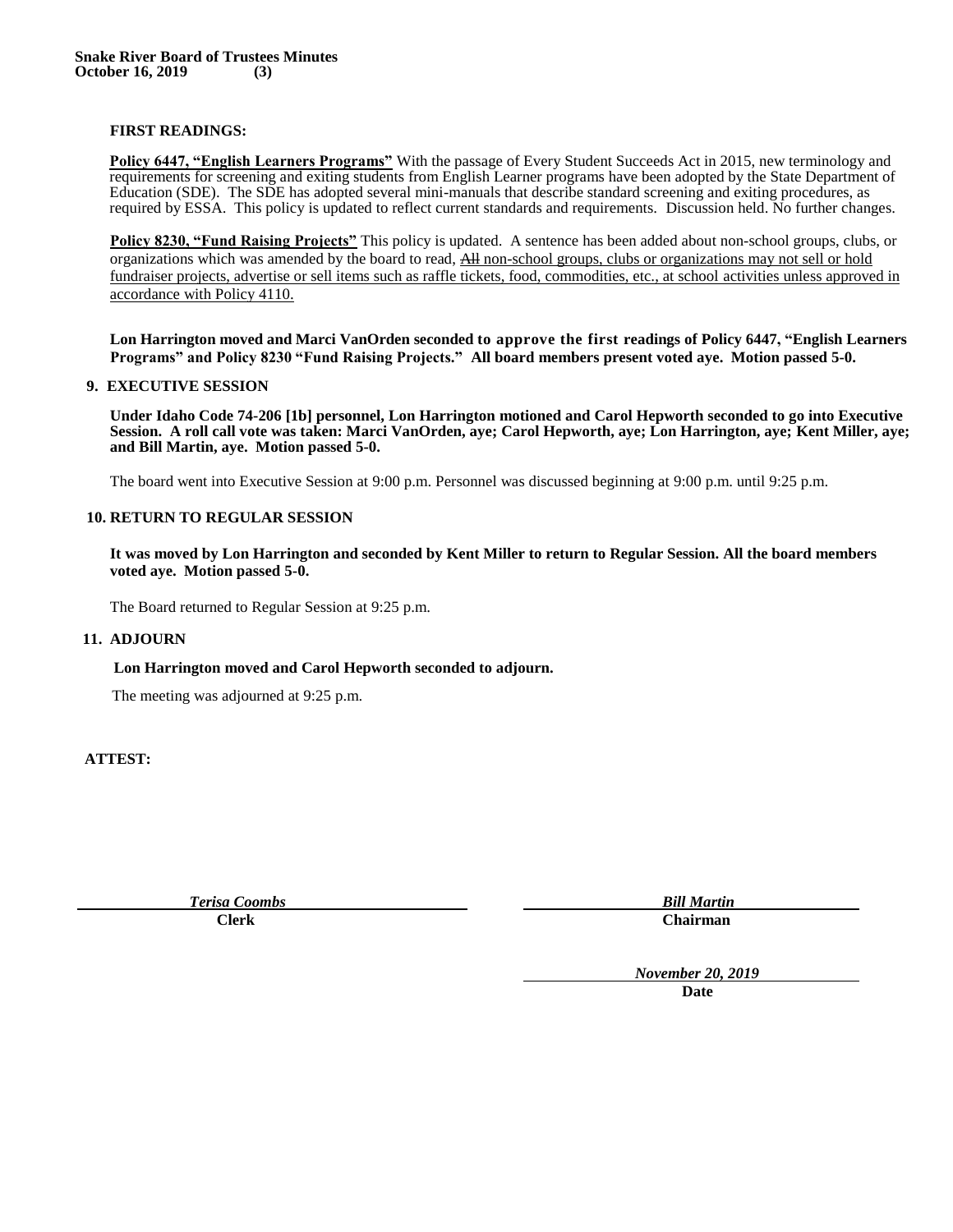**FIRST READINGS:**

**Policy 6447, "English Learners Programs"** With the passage of Every Student Succeeds Act in 2015, new terminology and requirements for screening and exiting students from English Learner programs have been adopted by the State Department of Education (SDE). The SDE has adopted several mini-manuals that describe standard screening and exiting procedures, as required by ESSA. This policy is updated to reflect current standards and requirements. Discussion held. No further changes.

**Policy 8230, "Fund Raising Projects"** This policy is updated. A sentence has been added about non-school groups, clubs, or organizations which was amended by the board to read, ~~All~~ non-school groups, clubs or organizations may not sell or hold fundraiser projects, advertise or sell items such as raffle tickets, food, commodities, etc., at school activities unless approved in accordance with Policy 4110.

**Lon Harrington moved and Marci VanOrden seconded to approve the first readings of Policy 6447, "English Learners Programs" and Policy 8230 "Fund Raising Projects." All board members present voted aye. Motion passed 5-0.**

## 9. EXECUTIVE SESSION

**Under Idaho Code 74-206 [1b] personnel, Lon Harrington motioned and Carol Hepworth seconded to go into Executive Session. A roll call vote was taken: Marci VanOrden, aye; Carol Hepworth, aye; Lon Harrington, aye; Kent Miller, aye; and Bill Martin, aye. Motion passed 5-0.**

The board went into Executive Session at 9:00 p.m. Personnel was discussed beginning at 9:00 p.m. until 9:25 p.m.

## 10. RETURN TO REGULAR SESSION

**It was moved by Lon Harrington and seconded by Kent Miller to return to Regular Session. All the board members voted aye. Motion passed 5-0.**

The Board returned to Regular Session at 9:25 p.m.

## 11. ADJOURN

**Lon Harrington moved and Carol Hepworth seconded to adjourn.**

The meeting was adjourned at 9:25 p.m.

**ATTEST:**

*Terisa Coombs*
**Clerk**

*Bill Martin*
**Chairman**

*November 20, 2019*
**Date**